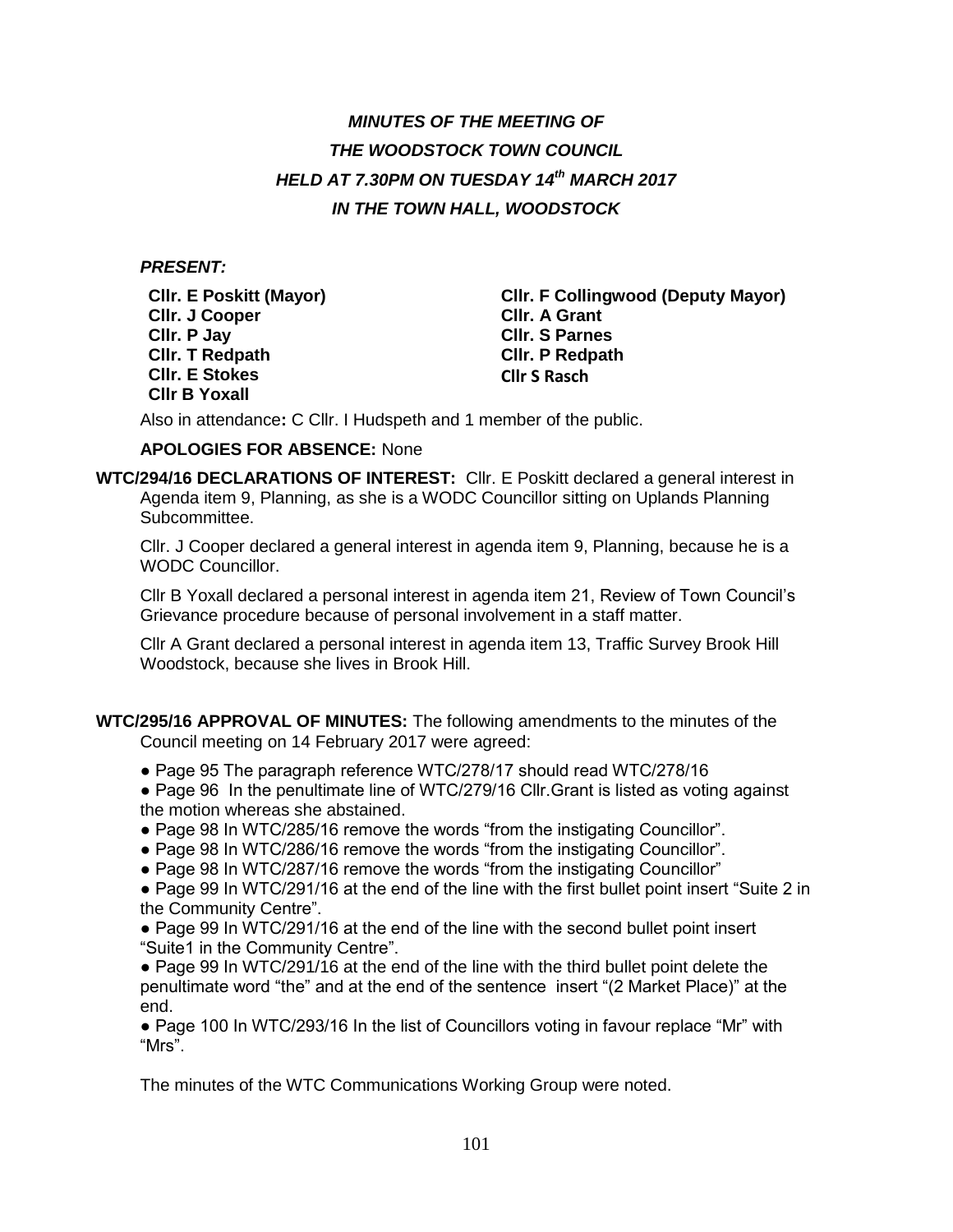# *MINUTES OF THE MEETING OF THE WOODSTOCK TOWN COUNCIL HELD AT 7.30PM ON TUESDAY 14th MARCH 2017 IN THE TOWN HALL, WOODSTOCK*

***PRESENT:***

**Cllr. E Poskitt (Mayor)**
**Cllr. F Collingwood (Deputy Mayor)**
**Cllr. J Cooper**
**Cllr. A Grant**
**Cllr. P Jay**
**Cllr. S Parnes**
**Cllr. T Redpath**
**Cllr. P Redpath**
**Cllr. E Stokes**
**Cllr S Rasch**
**Cllr B Yoxall**

Also in attendance**:** C Cllr. I Hudspeth and 1 member of the public.

**APOLOGIES FOR ABSENCE:** None

**WTC/294/16 DECLARATIONS OF INTEREST:** Cllr. E Poskitt declared a general interest in Agenda item 9, Planning, as she is a WODC Councillor sitting on Uplands Planning Subcommittee.

Cllr. J Cooper declared a general interest in agenda item 9, Planning, because he is a WODC Councillor.

Cllr B Yoxall declared a personal interest in agenda item 21, Review of Town Council's Grievance procedure because of personal involvement in a staff matter.

Cllr A Grant declared a personal interest in agenda item 13, Traffic Survey Brook Hill Woodstock, because she lives in Brook Hill.

**WTC/295/16 APPROVAL OF MINUTES:** The following amendments to the minutes of the Council meeting on 14 February 2017 were agreed:

- Page 95 The paragraph reference WTC/278/17 should read WTC/278/16
- Page 96 In the penultimate line of WTC/279/16 Cllr.Grant is listed as voting against the motion whereas she abstained.
- Page 98 In WTC/285/16 remove the words "from the instigating Councillor".
- Page 98 In WTC/286/16 remove the words "from the instigating Councillor".
- Page 98 In WTC/287/16 remove the words "from the instigating Councillor"
- Page 99 In WTC/291/16 at the end of the line with the first bullet point insert "Suite 2 in the Community Centre".
- Page 99 In WTC/291/16 at the end of the line with the second bullet point insert "Suite1 in the Community Centre".
- Page 99 In WTC/291/16 at the end of the line with the third bullet point delete the penultimate word "the" and at the end of the sentence insert "(2 Market Place)" at the end.
- Page 100 In WTC/293/16 In the list of Councillors voting in favour replace "Mr" with "Mrs".

The minutes of the WTC Communications Working Group were noted.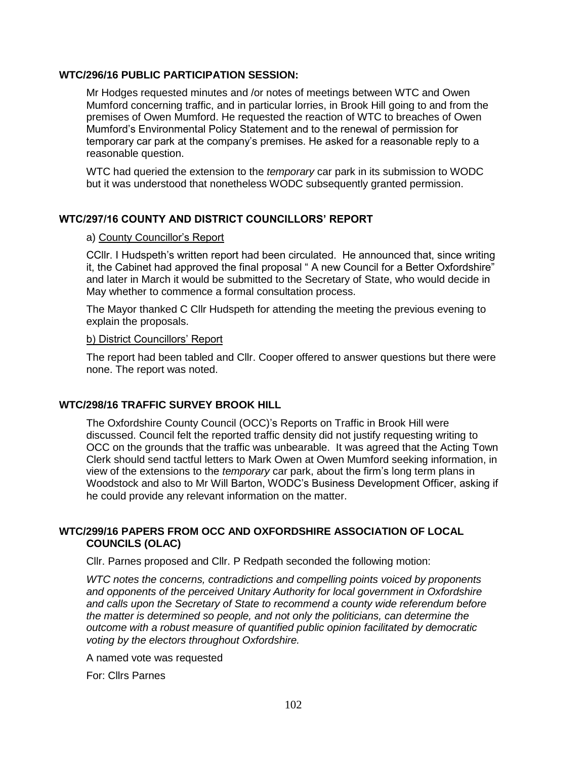**WTC/296/16 PUBLIC PARTICIPATION SESSION:**

Mr Hodges requested minutes and /or notes of meetings between WTC and Owen Mumford concerning traffic, and in particular lorries, in Brook Hill going to and from the premises of Owen Mumford. He requested the reaction of WTC to breaches of Owen Mumford's Environmental Policy Statement and to the renewal of permission for temporary car park at the company's premises. He asked for a reasonable reply to a reasonable question.

WTC had queried the extension to the *temporary* car park in its submission to WODC but it was understood that nonetheless WODC subsequently granted permission.

**WTC/297/16 COUNTY AND DISTRICT COUNCILLORS' REPORT**

a) County Councillor's Report

CCllr. I Hudspeth's written report had been circulated. He announced that, since writing it, the Cabinet had approved the final proposal " A new Council for a Better Oxfordshire" and later in March it would be submitted to the Secretary of State, who would decide in May whether to commence a formal consultation process.

The Mayor thanked C Cllr Hudspeth for attending the meeting the previous evening to explain the proposals.

b) District Councillors' Report

The report had been tabled and Cllr. Cooper offered to answer questions but there were none. The report was noted.

**WTC/298/16 TRAFFIC SURVEY BROOK HILL**

The Oxfordshire County Council (OCC)'s Reports on Traffic in Brook Hill were discussed. Council felt the reported traffic density did not justify requesting writing to OCC on the grounds that the traffic was unbearable. It was agreed that the Acting Town Clerk should send tactful letters to Mark Owen at Owen Mumford seeking information, in view of the extensions to the *temporary* car park, about the firm's long term plans in Woodstock and also to Mr Will Barton, WODC's Business Development Officer, asking if he could provide any relevant information on the matter.

**WTC/299/16 PAPERS FROM OCC AND OXFORDSHIRE ASSOCIATION OF LOCAL COUNCILS (OLAC)**

Cllr. Parnes proposed and Cllr. P Redpath seconded the following motion:

*WTC notes the concerns, contradictions and compelling points voiced by proponents and opponents of the perceived Unitary Authority for local government in Oxfordshire and calls upon the Secretary of State to recommend a county wide referendum before the matter is determined so people, and not only the politicians, can determine the outcome with a robust measure of quantified public opinion facilitated by democratic voting by the electors throughout Oxfordshire.*

A named vote was requested

For: Cllrs Parnes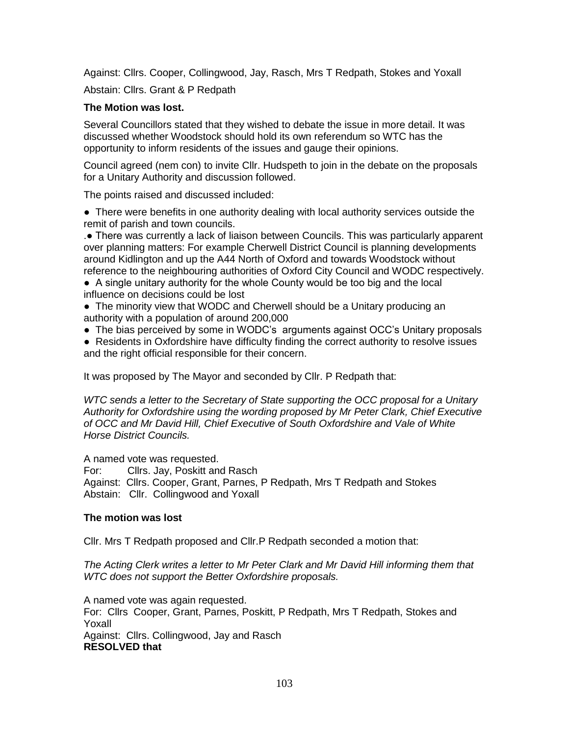Against: Cllrs. Cooper, Collingwood, Jay, Rasch, Mrs T Redpath, Stokes and Yoxall

Abstain: Cllrs. Grant & P Redpath

**The Motion was lost.**

Several Councillors stated that they wished to debate the issue in more detail. It was discussed whether Woodstock should hold its own referendum so WTC has the opportunity to inform residents of the issues and gauge their opinions.

Council agreed (nem con) to invite Cllr. Hudspeth to join in the debate on the proposals for a Unitary Authority and discussion followed.

The points raised and discussed included:

- There were benefits in one authority dealing with local authority services outside the remit of parish and town councils.
- There was currently a lack of liaison between Councils. This was particularly apparent over planning matters: For example Cherwell District Council is planning developments around Kidlington and up the A44 North of Oxford and towards Woodstock without reference to the neighbouring authorities of Oxford City Council and WODC respectively.
- A single unitary authority for the whole County would be too big and the local influence on decisions could be lost
- The minority view that WODC and Cherwell should be a Unitary producing an authority with a population of around 200,000
- The bias perceived by some in WODC's arguments against OCC's Unitary proposals
- Residents in Oxfordshire have difficulty finding the correct authority to resolve issues and the right official responsible for their concern.

It was proposed by The Mayor and seconded by Cllr. P Redpath that:

*WTC sends a letter to the Secretary of State supporting the OCC proposal for a Unitary Authority for Oxfordshire using the wording proposed by Mr Peter Clark, Chief Executive of OCC and Mr David Hill, Chief Executive of South Oxfordshire and Vale of White Horse District Councils.*

A named vote was requested.
For: Cllrs. Jay, Poskitt and Rasch
Against: Cllrs. Cooper, Grant, Parnes, P Redpath, Mrs T Redpath and Stokes
Abstain: Cllr. Collingwood and Yoxall

**The motion was lost**

Cllr. Mrs T Redpath proposed and Cllr.P Redpath seconded a motion that:

*The Acting Clerk writes a letter to Mr Peter Clark and Mr David Hill informing them that WTC does not support the Better Oxfordshire proposals.*

A named vote was again requested.
For: Cllrs Cooper, Grant, Parnes, Poskitt, P Redpath, Mrs T Redpath, Stokes and Yoxall
Against: Cllrs. Collingwood, Jay and Rasch
**RESOLVED that**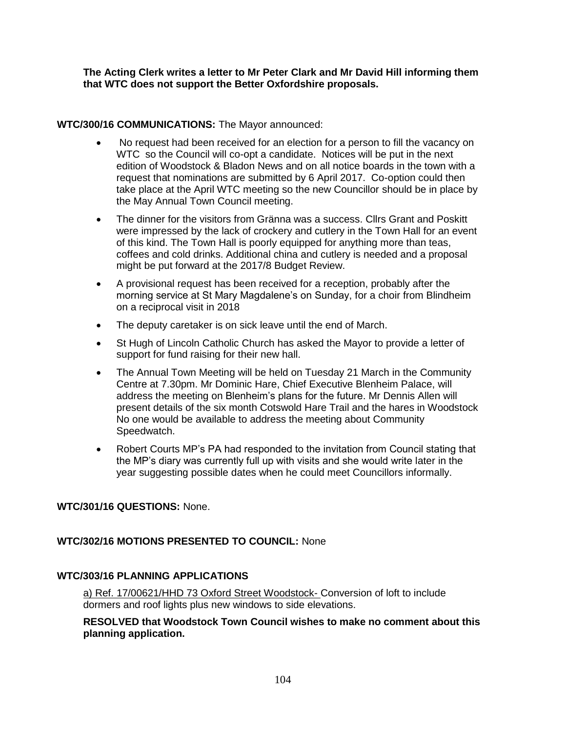**The Acting Clerk writes a letter to Mr Peter Clark and Mr David Hill informing them that WTC does not support the Better Oxfordshire proposals.**

**WTC/300/16 COMMUNICATIONS:** The Mayor announced:

- No request had been received for an election for a person to fill the vacancy on WTC so the Council will co-opt a candidate. Notices will be put in the next edition of Woodstock & Bladon News and on all notice boards in the town with a request that nominations are submitted by 6 April 2017. Co-option could then take place at the April WTC meeting so the new Councillor should be in place by the May Annual Town Council meeting.
- The dinner for the visitors from Gränna was a success. Cllrs Grant and Poskitt were impressed by the lack of crockery and cutlery in the Town Hall for an event of this kind. The Town Hall is poorly equipped for anything more than teas, coffees and cold drinks. Additional china and cutlery is needed and a proposal might be put forward at the 2017/8 Budget Review.
- A provisional request has been received for a reception, probably after the morning service at St Mary Magdalene's on Sunday, for a choir from Blindheim on a reciprocal visit in 2018
- The deputy caretaker is on sick leave until the end of March.
- St Hugh of Lincoln Catholic Church has asked the Mayor to provide a letter of support for fund raising for their new hall.
- The Annual Town Meeting will be held on Tuesday 21 March in the Community Centre at 7.30pm. Mr Dominic Hare, Chief Executive Blenheim Palace, will address the meeting on Blenheim's plans for the future. Mr Dennis Allen will present details of the six month Cotswold Hare Trail and the hares in Woodstock No one would be available to address the meeting about Community Speedwatch.
- Robert Courts MP's PA had responded to the invitation from Council stating that the MP's diary was currently full up with visits and she would write later in the year suggesting possible dates when he could meet Councillors informally.

**WTC/301/16 QUESTIONS:** None.

**WTC/302/16 MOTIONS PRESENTED TO COUNCIL:** None

**WTC/303/16 PLANNING APPLICATIONS**

a) Ref. 17/00621/HHD 73 Oxford Street Woodstock- Conversion of loft to include dormers and roof lights plus new windows to side elevations.

**RESOLVED that Woodstock Town Council wishes to make no comment about this planning application.**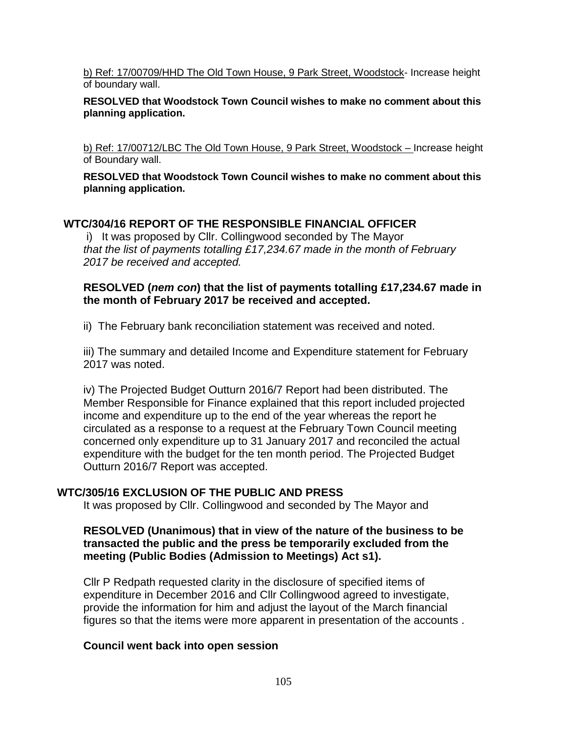b) Ref: 17/00709/HHD The Old Town House, 9 Park Street, Woodstock- Increase height of boundary wall.

**RESOLVED that Woodstock Town Council wishes to make no comment about this planning application.**

b) Ref: 17/00712/LBC The Old Town House, 9 Park Street, Woodstock – Increase height of Boundary wall.

**RESOLVED that Woodstock Town Council wishes to make no comment about this planning application.**

## WTC/304/16 REPORT OF THE RESPONSIBLE FINANCIAL OFFICER

i) It was proposed by Cllr. Collingwood seconded by The Mayor *that the list of payments totalling £17,234.67 made in the month of February 2017 be received and accepted.*

**RESOLVED (*nem con*) that the list of payments totalling £17,234.67 made in the month of February 2017 be received and accepted.**

ii) The February bank reconciliation statement was received and noted.

iii) The summary and detailed Income and Expenditure statement for February 2017 was noted.

iv) The Projected Budget Outturn 2016/7 Report had been distributed. The Member Responsible for Finance explained that this report included projected income and expenditure up to the end of the year whereas the report he circulated as a response to a request at the February Town Council meeting concerned only expenditure up to 31 January 2017 and reconciled the actual expenditure with the budget for the ten month period. The Projected Budget Outturn 2016/7 Report was accepted.

## WTC/305/16 EXCLUSION OF THE PUBLIC AND PRESS

It was proposed by Cllr. Collingwood and seconded by The Mayor and

**RESOLVED (Unanimous) that in view of the nature of the business to be transacted the public and the press be temporarily excluded from the meeting (Public Bodies (Admission to Meetings) Act s1).**

Cllr P Redpath requested clarity in the disclosure of specified items of expenditure in December 2016 and Cllr Collingwood agreed to investigate, provide the information for him and adjust the layout of the March financial figures so that the items were more apparent in presentation of the accounts .

**Council went back into open session**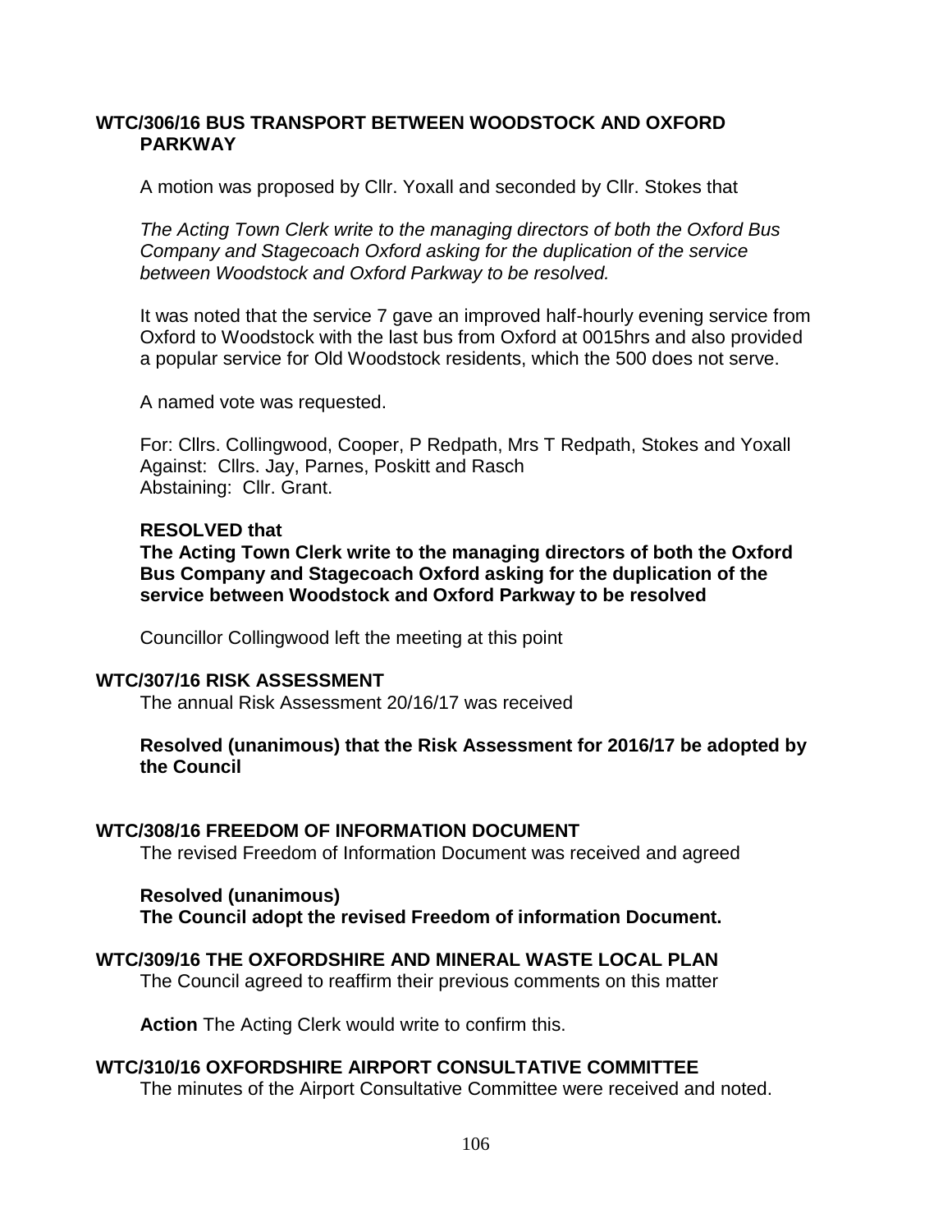## WTC/306/16 BUS TRANSPORT BETWEEN WOODSTOCK AND OXFORD PARKWAY

A motion was proposed by Cllr. Yoxall and seconded by Cllr. Stokes that

*The Acting Town Clerk write to the managing directors of both the Oxford Bus Company and Stagecoach Oxford asking for the duplication of the service between Woodstock and Oxford Parkway to be resolved.*

It was noted that the service 7 gave an improved half-hourly evening service from Oxford to Woodstock with the last bus from Oxford at 0015hrs and also provided a popular service for Old Woodstock residents, which the 500 does not serve.

A named vote was requested.

For: Cllrs. Collingwood, Cooper, P Redpath, Mrs T Redpath, Stokes and Yoxall
Against: Cllrs. Jay, Parnes, Poskitt and Rasch
Abstaining: Cllr. Grant.

**RESOLVED that**
**The Acting Town Clerk write to the managing directors of both the Oxford Bus Company and Stagecoach Oxford asking for the duplication of the service between Woodstock and Oxford Parkway to be resolved**

Councillor Collingwood left the meeting at this point

## WTC/307/16 RISK ASSESSMENT

The annual Risk Assessment 20/16/17 was received

**Resolved (unanimous) that the Risk Assessment for 2016/17 be adopted by the Council**

## WTC/308/16 FREEDOM OF INFORMATION DOCUMENT

The revised Freedom of Information Document was received and agreed

**Resolved (unanimous)**
**The Council adopt the revised Freedom of information Document.**

## WTC/309/16 THE OXFORDSHIRE AND MINERAL WASTE LOCAL PLAN

The Council agreed to reaffirm their previous comments on this matter

**Action** The Acting Clerk would write to confirm this.

## WTC/310/16 OXFORDSHIRE AIRPORT CONSULTATIVE COMMITTEE

The minutes of the Airport Consultative Committee were received and noted.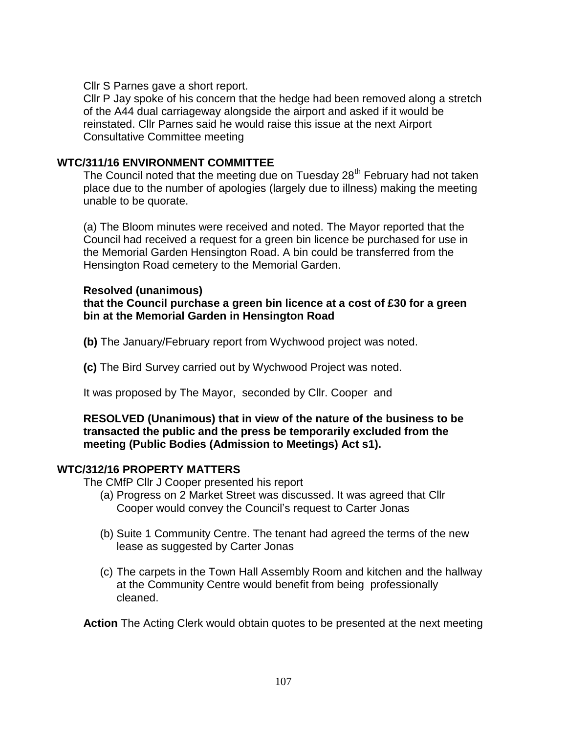Cllr S Parnes gave a short report.

Cllr P Jay spoke of his concern that the hedge had been removed along a stretch of the A44 dual carriageway alongside the airport and asked if it would be reinstated. Cllr Parnes said he would raise this issue at the next Airport Consultative Committee meeting

## WTC/311/16 ENVIRONMENT COMMITTEE

The Council noted that the meeting due on Tuesday 28th February had not taken place due to the number of apologies (largely due to illness) making the meeting unable to be quorate.

(a) The Bloom minutes were received and noted. The Mayor reported that the Council had received a request for a green bin licence be purchased for use in the Memorial Garden Hensington Road. A bin could be transferred from the Hensington Road cemetery to the Memorial Garden.

**Resolved (unanimous)**
**that the Council purchase a green bin licence at a cost of £30 for a green bin at the Memorial Garden in Hensington Road**

**(b)** The January/February report from Wychwood project was noted.

**(c)** The Bird Survey carried out by Wychwood Project was noted.

It was proposed by The Mayor, seconded by Cllr. Cooper and

**RESOLVED (Unanimous) that in view of the nature of the business to be transacted the public and the press be temporarily excluded from the meeting (Public Bodies (Admission to Meetings) Act s1).**

## WTC/312/16 PROPERTY MATTERS

The CMfP Cllr J Cooper presented his report

(a) Progress on 2 Market Street was discussed. It was agreed that Cllr Cooper would convey the Council's request to Carter Jonas

(b) Suite 1 Community Centre. The tenant had agreed the terms of the new lease as suggested by Carter Jonas

(c) The carpets in the Town Hall Assembly Room and kitchen and the hallway at the Community Centre would benefit from being professionally cleaned.

**Action** The Acting Clerk would obtain quotes to be presented at the next meeting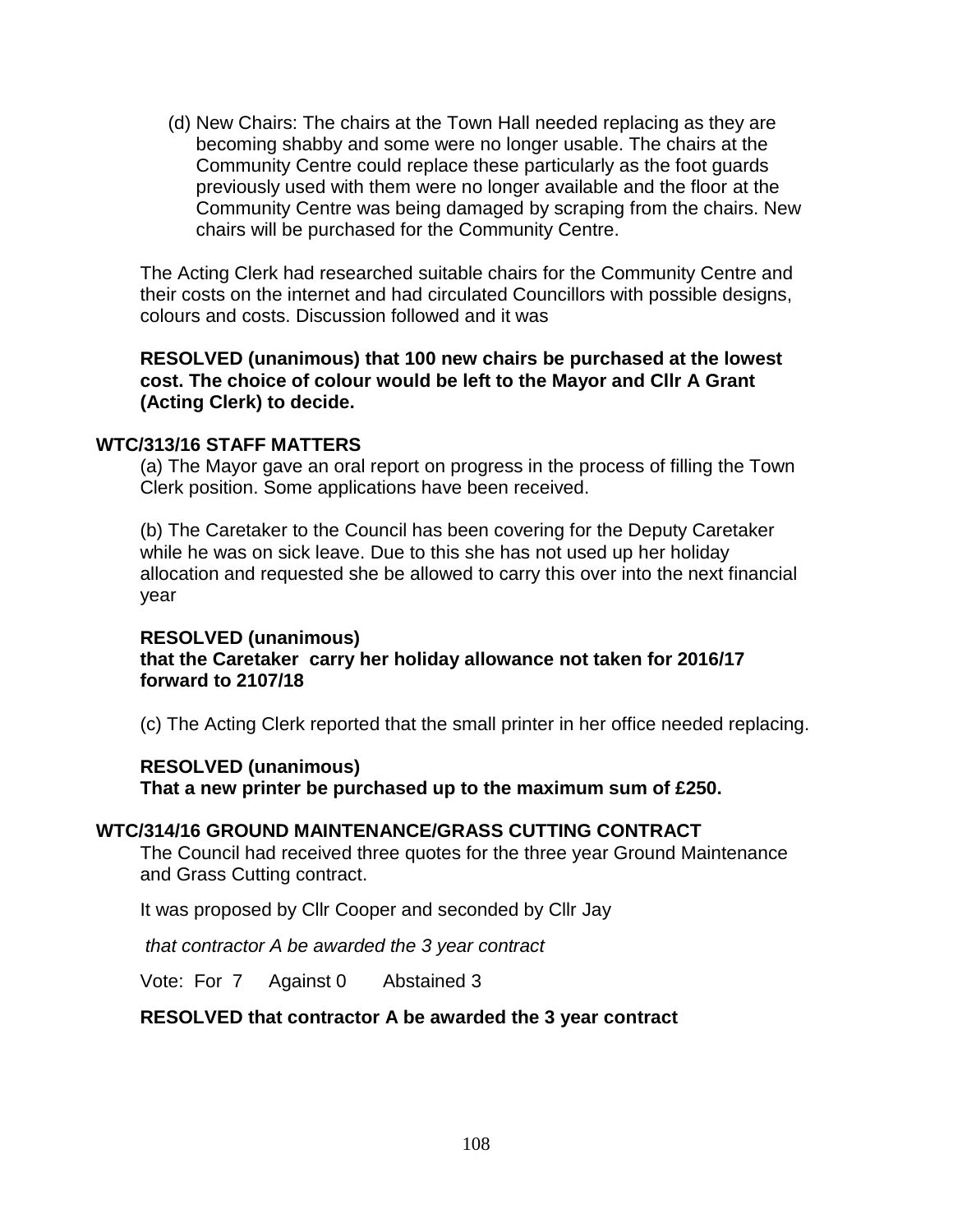(d) New Chairs: The chairs at the Town Hall needed replacing as they are becoming shabby and some were no longer usable. The chairs at the Community Centre could replace these particularly as the foot guards previously used with them were no longer available and the floor at the Community Centre was being damaged by scraping from the chairs. New chairs will be purchased for the Community Centre.

The Acting Clerk had researched suitable chairs for the Community Centre and their costs on the internet and had circulated Councillors with possible designs, colours and costs. Discussion followed and it was

**RESOLVED (unanimous) that 100 new chairs be purchased at the lowest cost. The choice of colour would be left to the Mayor and Cllr A Grant (Acting Clerk) to decide.**

**WTC/313/16 STAFF MATTERS**

(a) The Mayor gave an oral report on progress in the process of filling the Town Clerk position. Some applications have been received.

(b) The Caretaker to the Council has been covering for the Deputy Caretaker while he was on sick leave. Due to this she has not used up her holiday allocation and requested she be allowed to carry this over into the next financial year

**RESOLVED (unanimous)**
**that the Caretaker carry her holiday allowance not taken for 2016/17 forward to 2107/18**

(c) The Acting Clerk reported that the small printer in her office needed replacing.

**RESOLVED (unanimous)**
**That a new printer be purchased up to the maximum sum of £250.**

**WTC/314/16 GROUND MAINTENANCE/GRASS CUTTING CONTRACT**

The Council had received three quotes for the three year Ground Maintenance and Grass Cutting contract.

It was proposed by Cllr Cooper and seconded by Cllr Jay

*that contractor A be awarded the 3 year contract*

Vote: For 7 Against 0 Abstained 3

**RESOLVED that contractor A be awarded the 3 year contract**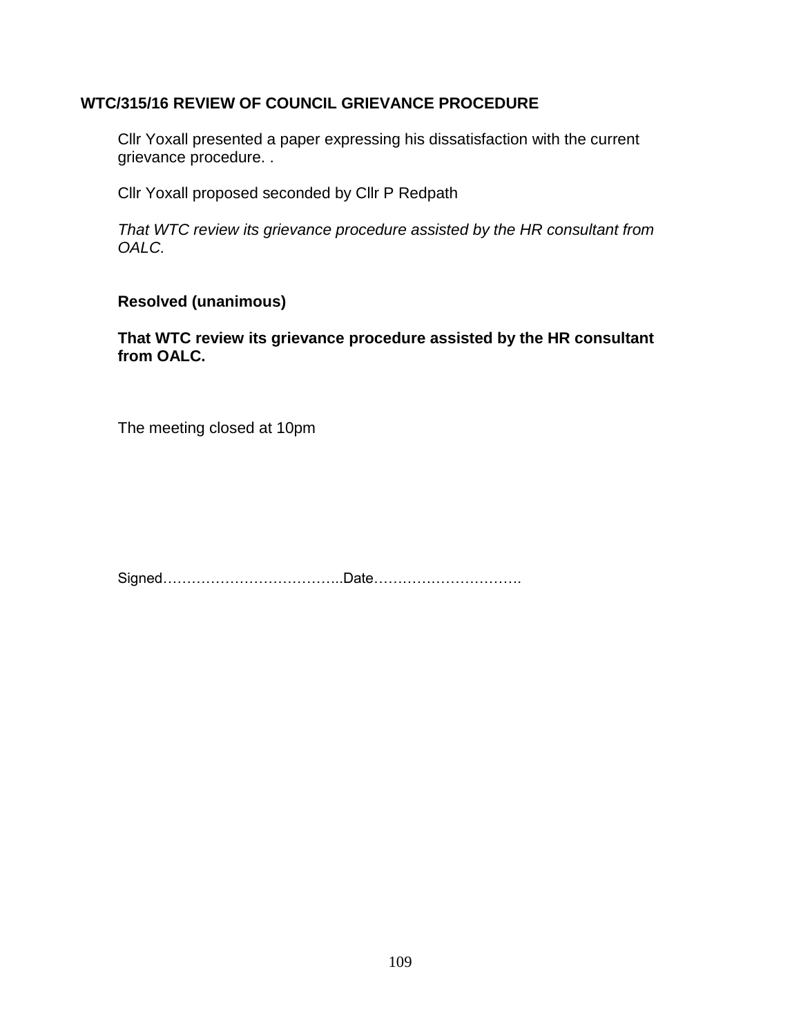**WTC/315/16 REVIEW OF COUNCIL GRIEVANCE PROCEDURE**

Cllr Yoxall presented a paper expressing his dissatisfaction with the current grievance procedure. .

Cllr Yoxall proposed seconded by Cllr P Redpath

*That WTC review its grievance procedure assisted by the HR consultant from OALC.*

**Resolved (unanimous)**

**That WTC review its grievance procedure assisted by the HR consultant from OALC.**

The meeting closed at 10pm

Signed………………………………..Date………………………….